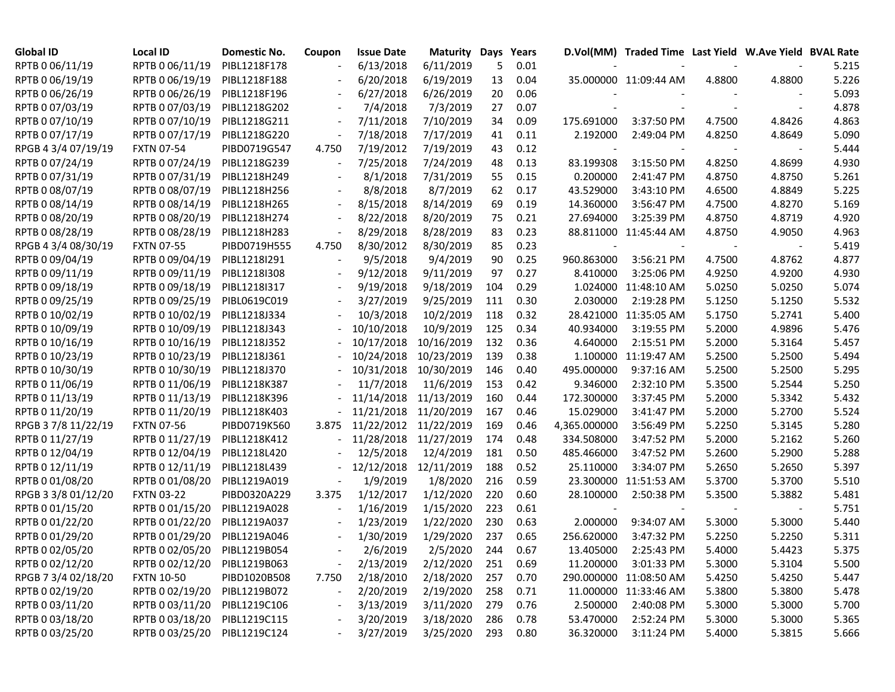| Global ID | Local ID | Domestic No. | Coupon | Issue Date | Maturity | Days | Years | D.Vol(MM) | Traded Time | Last Yield | W.Ave Yield | BVAL Rate |
|---|---|---|---|---|---|---|---|---|---|---|---|---|
| RPTB 0 06/11/19 | RPTB 0 06/11/19 | PIBL1218F178 | - | 6/13/2018 | 6/11/2019 | 5 | 0.01 | - | - | - | - | 5.215 |
| RPTB 0 06/19/19 | RPTB 0 06/19/19 | PIBL1218F188 | - | 6/20/2018 | 6/19/2019 | 13 | 0.04 | 35.000000 | 11:09:44 AM | 4.8800 | 4.8800 | 5.226 |
| RPTB 0 06/26/19 | RPTB 0 06/26/19 | PIBL1218F196 | - | 6/27/2018 | 6/26/2019 | 20 | 0.06 | - | - | - | - | 5.093 |
| RPTB 0 07/03/19 | RPTB 0 07/03/19 | PIBL1218G202 | - | 7/4/2018 | 7/3/2019 | 27 | 0.07 | - | - | - | - | 4.878 |
| RPTB 0 07/10/19 | RPTB 0 07/10/19 | PIBL1218G211 | - | 7/11/2018 | 7/10/2019 | 34 | 0.09 | 175.691000 | 3:37:50 PM | 4.7500 | 4.8426 | 4.863 |
| RPTB 0 07/17/19 | RPTB 0 07/17/19 | PIBL1218G220 | - | 7/18/2018 | 7/17/2019 | 41 | 0.11 | 2.192000 | 2:49:04 PM | 4.8250 | 4.8649 | 5.090 |
| RPGB 4 3/4 07/19/19 | FXTN 07-54 | PIBD0719G547 | 4.750 | 7/19/2012 | 7/19/2019 | 43 | 0.12 | - | - | - | - | 5.444 |
| RPTB 0 07/24/19 | RPTB 0 07/24/19 | PIBL1218G239 | - | 7/25/2018 | 7/24/2019 | 48 | 0.13 | 83.199308 | 3:15:50 PM | 4.8250 | 4.8699 | 4.930 |
| RPTB 0 07/31/19 | RPTB 0 07/31/19 | PIBL1218H249 | - | 8/1/2018 | 7/31/2019 | 55 | 0.15 | 0.200000 | 2:41:47 PM | 4.8750 | 4.8750 | 5.261 |
| RPTB 0 08/07/19 | RPTB 0 08/07/19 | PIBL1218H256 | - | 8/8/2018 | 8/7/2019 | 62 | 0.17 | 43.529000 | 3:43:10 PM | 4.6500 | 4.8849 | 5.225 |
| RPTB 0 08/14/19 | RPTB 0 08/14/19 | PIBL1218H265 | - | 8/15/2018 | 8/14/2019 | 69 | 0.19 | 14.360000 | 3:56:47 PM | 4.7500 | 4.8270 | 5.169 |
| RPTB 0 08/20/19 | RPTB 0 08/20/19 | PIBL1218H274 | - | 8/22/2018 | 8/20/2019 | 75 | 0.21 | 27.694000 | 3:25:39 PM | 4.8750 | 4.8719 | 4.920 |
| RPTB 0 08/28/19 | RPTB 0 08/28/19 | PIBL1218H283 | - | 8/29/2018 | 8/28/2019 | 83 | 0.23 | 88.811000 | 11:45:44 AM | 4.8750 | 4.9050 | 4.963 |
| RPGB 4 3/4 08/30/19 | FXTN 07-55 | PIBD0719H555 | 4.750 | 8/30/2012 | 8/30/2019 | 85 | 0.23 | - | - | - | - | 5.419 |
| RPTB 0 09/04/19 | RPTB 0 09/04/19 | PIBL1218I291 | - | 9/5/2018 | 9/4/2019 | 90 | 0.25 | 960.863000 | 3:56:21 PM | 4.7500 | 4.8762 | 4.877 |
| RPTB 0 09/11/19 | RPTB 0 09/11/19 | PIBL1218I308 | - | 9/12/2018 | 9/11/2019 | 97 | 0.27 | 8.410000 | 3:25:06 PM | 4.9250 | 4.9200 | 4.930 |
| RPTB 0 09/18/19 | RPTB 0 09/18/19 | PIBL1218I317 | - | 9/19/2018 | 9/18/2019 | 104 | 0.29 | 1.024000 | 11:48:10 AM | 5.0250 | 5.0250 | 5.074 |
| RPTB 0 09/25/19 | RPTB 0 09/25/19 | PIBL0619C019 | - | 3/27/2019 | 9/25/2019 | 111 | 0.30 | 2.030000 | 2:19:28 PM | 5.1250 | 5.1250 | 5.532 |
| RPTB 0 10/02/19 | RPTB 0 10/02/19 | PIBL1218J334 | - | 10/3/2018 | 10/2/2019 | 118 | 0.32 | 28.421000 | 11:35:05 AM | 5.1750 | 5.2741 | 5.400 |
| RPTB 0 10/09/19 | RPTB 0 10/09/19 | PIBL1218J343 | - | 10/10/2018 | 10/9/2019 | 125 | 0.34 | 40.934000 | 3:19:55 PM | 5.2000 | 4.9896 | 5.476 |
| RPTB 0 10/16/19 | RPTB 0 10/16/19 | PIBL1218J352 | - | 10/17/2018 | 10/16/2019 | 132 | 0.36 | 4.640000 | 2:15:51 PM | 5.2000 | 5.3164 | 5.457 |
| RPTB 0 10/23/19 | RPTB 0 10/23/19 | PIBL1218J361 | - | 10/24/2018 | 10/23/2019 | 139 | 0.38 | 1.100000 | 11:19:47 AM | 5.2500 | 5.2500 | 5.494 |
| RPTB 0 10/30/19 | RPTB 0 10/30/19 | PIBL1218J370 | - | 10/31/2018 | 10/30/2019 | 146 | 0.40 | 495.000000 | 9:37:16 AM | 5.2500 | 5.2500 | 5.295 |
| RPTB 0 11/06/19 | RPTB 0 11/06/19 | PIBL1218K387 | - | 11/7/2018 | 11/6/2019 | 153 | 0.42 | 9.346000 | 2:32:10 PM | 5.3500 | 5.2544 | 5.250 |
| RPTB 0 11/13/19 | RPTB 0 11/13/19 | PIBL1218K396 | - | 11/14/2018 | 11/13/2019 | 160 | 0.44 | 172.300000 | 3:37:45 PM | 5.2000 | 5.3342 | 5.432 |
| RPTB 0 11/20/19 | RPTB 0 11/20/19 | PIBL1218K403 | - | 11/21/2018 | 11/20/2019 | 167 | 0.46 | 15.029000 | 3:41:47 PM | 5.2000 | 5.2700 | 5.524 |
| RPGB 3 7/8 11/22/19 | FXTN 07-56 | PIBD0719K560 | 3.875 | 11/22/2012 | 11/22/2019 | 169 | 0.46 | 4,365.000000 | 3:56:49 PM | 5.2250 | 5.3145 | 5.280 |
| RPTB 0 11/27/19 | RPTB 0 11/27/19 | PIBL1218K412 | - | 11/28/2018 | 11/27/2019 | 174 | 0.48 | 334.508000 | 3:47:52 PM | 5.2000 | 5.2162 | 5.260 |
| RPTB 0 12/04/19 | RPTB 0 12/04/19 | PIBL1218L420 | - | 12/5/2018 | 12/4/2019 | 181 | 0.50 | 485.466000 | 3:47:52 PM | 5.2600 | 5.2900 | 5.288 |
| RPTB 0 12/11/19 | RPTB 0 12/11/19 | PIBL1218L439 | - | 12/12/2018 | 12/11/2019 | 188 | 0.52 | 25.110000 | 3:34:07 PM | 5.2650 | 5.2650 | 5.397 |
| RPTB 0 01/08/20 | RPTB 0 01/08/20 | PIBL1219A019 | - | 1/9/2019 | 1/8/2020 | 216 | 0.59 | 23.300000 | 11:51:53 AM | 5.3700 | 5.3700 | 5.510 |
| RPGB 3 3/8 01/12/20 | FXTN 03-22 | PIBD0320A229 | 3.375 | 1/12/2017 | 1/12/2020 | 220 | 0.60 | 28.100000 | 2:50:38 PM | 5.3500 | 5.3882 | 5.481 |
| RPTB 0 01/15/20 | RPTB 0 01/15/20 | PIBL1219A028 | - | 1/16/2019 | 1/15/2020 | 223 | 0.61 | - | - | - | - | 5.751 |
| RPTB 0 01/22/20 | RPTB 0 01/22/20 | PIBL1219A037 | - | 1/23/2019 | 1/22/2020 | 230 | 0.63 | 2.000000 | 9:34:07 AM | 5.3000 | 5.3000 | 5.440 |
| RPTB 0 01/29/20 | RPTB 0 01/29/20 | PIBL1219A046 | - | 1/30/2019 | 1/29/2020 | 237 | 0.65 | 256.620000 | 3:47:32 PM | 5.2250 | 5.2250 | 5.311 |
| RPTB 0 02/05/20 | RPTB 0 02/05/20 | PIBL1219B054 | - | 2/6/2019 | 2/5/2020 | 244 | 0.67 | 13.405000 | 2:25:43 PM | 5.4000 | 5.4423 | 5.375 |
| RPTB 0 02/12/20 | RPTB 0 02/12/20 | PIBL1219B063 | - | 2/13/2019 | 2/12/2020 | 251 | 0.69 | 11.200000 | 3:01:33 PM | 5.3000 | 5.3104 | 5.500 |
| RPGB 7 3/4 02/18/20 | FXTN 10-50 | PIBD1020B508 | 7.750 | 2/18/2010 | 2/18/2020 | 257 | 0.70 | 290.000000 | 11:08:50 AM | 5.4250 | 5.4250 | 5.447 |
| RPTB 0 02/19/20 | RPTB 0 02/19/20 | PIBL1219B072 | - | 2/20/2019 | 2/19/2020 | 258 | 0.71 | 11.000000 | 11:33:46 AM | 5.3800 | 5.3800 | 5.478 |
| RPTB 0 03/11/20 | RPTB 0 03/11/20 | PIBL1219C106 | - | 3/13/2019 | 3/11/2020 | 279 | 0.76 | 2.500000 | 2:40:08 PM | 5.3000 | 5.3000 | 5.700 |
| RPTB 0 03/18/20 | RPTB 0 03/18/20 | PIBL1219C115 | - | 3/20/2019 | 3/18/2020 | 286 | 0.78 | 53.470000 | 2:52:24 PM | 5.3000 | 5.3000 | 5.365 |
| RPTB 0 03/25/20 | RPTB 0 03/25/20 | PIBL1219C124 | - | 3/27/2019 | 3/25/2020 | 293 | 0.80 | 36.320000 | 3:11:24 PM | 5.4000 | 5.3815 | 5.666 |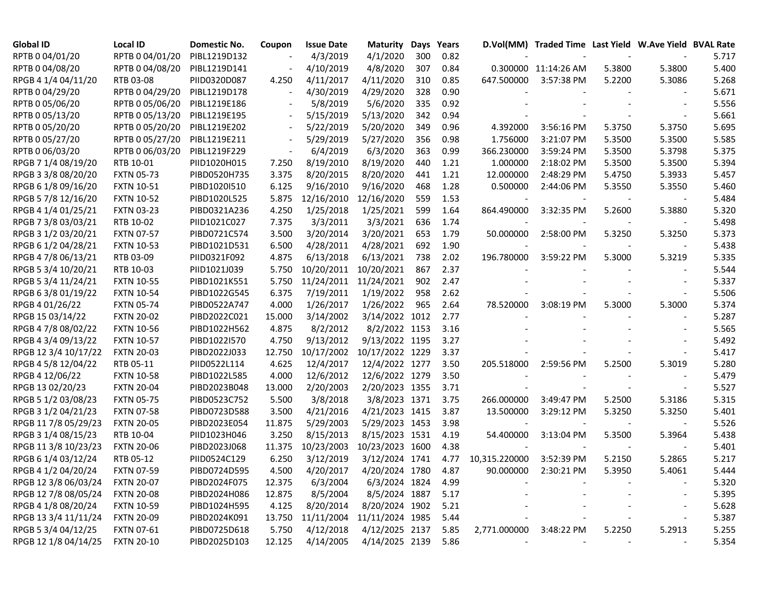| Global ID | Local ID | Domestic No. | Coupon | Issue Date | Maturity | Days | Years | D.Vol(MM) | Traded Time | Last Yield | W.Ave Yield | BVAL Rate |
|---|---|---|---|---|---|---|---|---|---|---|---|---|
| RPTB 0 04/01/20 | RPTB 0 04/01/20 | PIBL1219D132 | - | 4/3/2019 | 4/1/2020 | 300 | 0.82 | - | - | - | - | 5.717 |
| RPTB 0 04/08/20 | RPTB 0 04/08/20 | PIBL1219D141 | - | 4/10/2019 | 4/8/2020 | 307 | 0.84 | 0.300000 | 11:14:26 AM | 5.3800 | 5.3800 | 5.400 |
| RPGB 4 1/4 04/11/20 | RTB 03-08 | PIID0320D087 | 4.250 | 4/11/2017 | 4/11/2020 | 310 | 0.85 | 647.500000 | 3:57:38 PM | 5.2200 | 5.3086 | 5.268 |
| RPTB 0 04/29/20 | RPTB 0 04/29/20 | PIBL1219D178 | - | 4/30/2019 | 4/29/2020 | 328 | 0.90 | - | - | - | - | 5.671 |
| RPTB 0 05/06/20 | RPTB 0 05/06/20 | PIBL1219E186 | - | 5/8/2019 | 5/6/2020 | 335 | 0.92 | - | - | - | - | 5.556 |
| RPTB 0 05/13/20 | RPTB 0 05/13/20 | PIBL1219E195 | - | 5/15/2019 | 5/13/2020 | 342 | 0.94 | - | - | - | - | 5.661 |
| RPTB 0 05/20/20 | RPTB 0 05/20/20 | PIBL1219E202 | - | 5/22/2019 | 5/20/2020 | 349 | 0.96 | 4.392000 | 3:56:16 PM | 5.3750 | 5.3750 | 5.695 |
| RPTB 0 05/27/20 | RPTB 0 05/27/20 | PIBL1219E211 | - | 5/29/2019 | 5/27/2020 | 356 | 0.98 | 1.756000 | 3:21:07 PM | 5.3500 | 5.3500 | 5.585 |
| RPTB 0 06/03/20 | RPTB 0 06/03/20 | PIBL1219F229 | - | 6/4/2019 | 6/3/2020 | 363 | 0.99 | 366.230000 | 3:59:24 PM | 5.3500 | 5.3798 | 5.375 |
| RPGB 7 1/4 08/19/20 | RTB 10-01 | PIID1020H015 | 7.250 | 8/19/2010 | 8/19/2020 | 440 | 1.21 | 1.000000 | 2:18:02 PM | 5.3500 | 5.3500 | 5.394 |
| RPGB 3 3/8 08/20/20 | FXTN 05-73 | PIBD0520H735 | 3.375 | 8/20/2015 | 8/20/2020 | 441 | 1.21 | 12.000000 | 2:48:29 PM | 5.4750 | 5.3933 | 5.457 |
| RPGB 6 1/8 09/16/20 | FXTN 10-51 | PIBD1020I510 | 6.125 | 9/16/2010 | 9/16/2020 | 468 | 1.28 | 0.500000 | 2:44:06 PM | 5.3550 | 5.3550 | 5.460 |
| RPGB 5 7/8 12/16/20 | FXTN 10-52 | PIBD1020L525 | 5.875 | 12/16/2010 | 12/16/2020 | 559 | 1.53 | - | - | - | - | 5.484 |
| RPGB 4 1/4 01/25/21 | FXTN 03-23 | PIBD0321A236 | 4.250 | 1/25/2018 | 1/25/2021 | 599 | 1.64 | 864.490000 | 3:32:35 PM | 5.2600 | 5.3880 | 5.320 |
| RPGB 7 3/8 03/03/21 | RTB 10-02 | PIID1021C027 | 7.375 | 3/3/2011 | 3/3/2021 | 636 | 1.74 | - | - | - | - | 5.498 |
| RPGB 3 1/2 03/20/21 | FXTN 07-57 | PIBD0721C574 | 3.500 | 3/20/2014 | 3/20/2021 | 653 | 1.79 | 50.000000 | 2:58:00 PM | 5.3250 | 5.3250 | 5.373 |
| RPGB 6 1/2 04/28/21 | FXTN 10-53 | PIBD1021D531 | 6.500 | 4/28/2011 | 4/28/2021 | 692 | 1.90 | - | - | - | - | 5.438 |
| RPGB 4 7/8 06/13/21 | RTB 03-09 | PIID0321F092 | 4.875 | 6/13/2018 | 6/13/2021 | 738 | 2.02 | 196.780000 | 3:59:22 PM | 5.3000 | 5.3219 | 5.335 |
| RPGB 5 3/4 10/20/21 | RTB 10-03 | PIID1021J039 | 5.750 | 10/20/2011 | 10/20/2021 | 867 | 2.37 | - | - | - | - | 5.544 |
| RPGB 5 3/4 11/24/21 | FXTN 10-55 | PIBD1021K551 | 5.750 | 11/24/2011 | 11/24/2021 | 902 | 2.47 | - | - | - | - | 5.337 |
| RPGB 6 3/8 01/19/22 | FXTN 10-54 | PIBD1022G545 | 6.375 | 7/19/2011 | 1/19/2022 | 958 | 2.62 | - | - | - | - | 5.506 |
| RPGB 4 01/26/22 | FXTN 05-74 | PIBD0522A747 | 4.000 | 1/26/2017 | 1/26/2022 | 965 | 2.64 | 78.520000 | 3:08:19 PM | 5.3000 | 5.3000 | 5.374 |
| RPGB 15 03/14/22 | FXTN 20-02 | PIBD2022C021 | 15.000 | 3/14/2002 | 3/14/2022 | 1012 | 2.77 | - | - | - | - | 5.287 |
| RPGB 4 7/8 08/02/22 | FXTN 10-56 | PIBD1022H562 | 4.875 | 8/2/2012 | 8/2/2022 | 1153 | 3.16 | - | - | - | - | 5.565 |
| RPGB 4 3/4 09/13/22 | FXTN 10-57 | PIBD1022I570 | 4.750 | 9/13/2012 | 9/13/2022 | 1195 | 3.27 | - | - | - | - | 5.492 |
| RPGB 12 3/4 10/17/22 | FXTN 20-03 | PIBD2022J033 | 12.750 | 10/17/2002 | 10/17/2022 | 1229 | 3.37 | - | - | - | - | 5.417 |
| RPGB 4 5/8 12/04/22 | RTB 05-11 | PIID0522L114 | 4.625 | 12/4/2017 | 12/4/2022 | 1277 | 3.50 | 205.518000 | 2:59:56 PM | 5.2500 | 5.3019 | 5.280 |
| RPGB 4 12/06/22 | FXTN 10-58 | PIBD1022L585 | 4.000 | 12/6/2012 | 12/6/2022 | 1279 | 3.50 | - | - | - | - | 5.479 |
| RPGB 13 02/20/23 | FXTN 20-04 | PIBD2023B048 | 13.000 | 2/20/2003 | 2/20/2023 | 1355 | 3.71 | - | - | - | - | 5.527 |
| RPGB 5 1/2 03/08/23 | FXTN 05-75 | PIBD0523C752 | 5.500 | 3/8/2018 | 3/8/2023 | 1371 | 3.75 | 266.000000 | 3:49:47 PM | 5.2500 | 5.3186 | 5.315 |
| RPGB 3 1/2 04/21/23 | FXTN 07-58 | PIBD0723D588 | 3.500 | 4/21/2016 | 4/21/2023 | 1415 | 3.87 | 13.500000 | 3:29:12 PM | 5.3250 | 5.3250 | 5.401 |
| RPGB 11 7/8 05/29/23 | FXTN 20-05 | PIBD2023E054 | 11.875 | 5/29/2003 | 5/29/2023 | 1453 | 3.98 | - | - | - | - | 5.526 |
| RPGB 3 1/4 08/15/23 | RTB 10-04 | PIID1023H046 | 3.250 | 8/15/2013 | 8/15/2023 | 1531 | 4.19 | 54.400000 | 3:13:04 PM | 5.3500 | 5.3964 | 5.438 |
| RPGB 11 3/8 10/23/23 | FXTN 20-06 | PIBD2023J068 | 11.375 | 10/23/2003 | 10/23/2023 | 1600 | 4.38 | - | - | - | - | 5.401 |
| RPGB 6 1/4 03/12/24 | RTB 05-12 | PIID0524C129 | 6.250 | 3/12/2019 | 3/12/2024 | 1741 | 4.77 | 10,315.220000 | 3:52:39 PM | 5.2150 | 5.2865 | 5.217 |
| RPGB 4 1/2 04/20/24 | FXTN 07-59 | PIBD0724D595 | 4.500 | 4/20/2017 | 4/20/2024 | 1780 | 4.87 | 90.000000 | 2:30:21 PM | 5.3950 | 5.4061 | 5.444 |
| RPGB 12 3/8 06/03/24 | FXTN 20-07 | PIBD2024F075 | 12.375 | 6/3/2004 | 6/3/2024 | 1824 | 4.99 | - | - | - | - | 5.320 |
| RPGB 12 7/8 08/05/24 | FXTN 20-08 | PIBD2024H086 | 12.875 | 8/5/2004 | 8/5/2024 | 1887 | 5.17 | - | - | - | - | 5.395 |
| RPGB 4 1/8 08/20/24 | FXTN 10-59 | PIBD1024H595 | 4.125 | 8/20/2014 | 8/20/2024 | 1902 | 5.21 | - | - | - | - | 5.628 |
| RPGB 13 3/4 11/11/24 | FXTN 20-09 | PIBD2024K091 | 13.750 | 11/11/2004 | 11/11/2024 | 1985 | 5.44 | - | - | - | - | 5.387 |
| RPGB 5 3/4 04/12/25 | FXTN 07-61 | PIBD0725D618 | 5.750 | 4/12/2018 | 4/12/2025 | 2137 | 5.85 | 2,771.000000 | 3:48:22 PM | 5.2250 | 5.2913 | 5.255 |
| RPGB 12 1/8 04/14/25 | FXTN 20-10 | PIBD2025D103 | 12.125 | 4/14/2005 | 4/14/2025 | 2139 | 5.86 | - | - | - | - | 5.354 |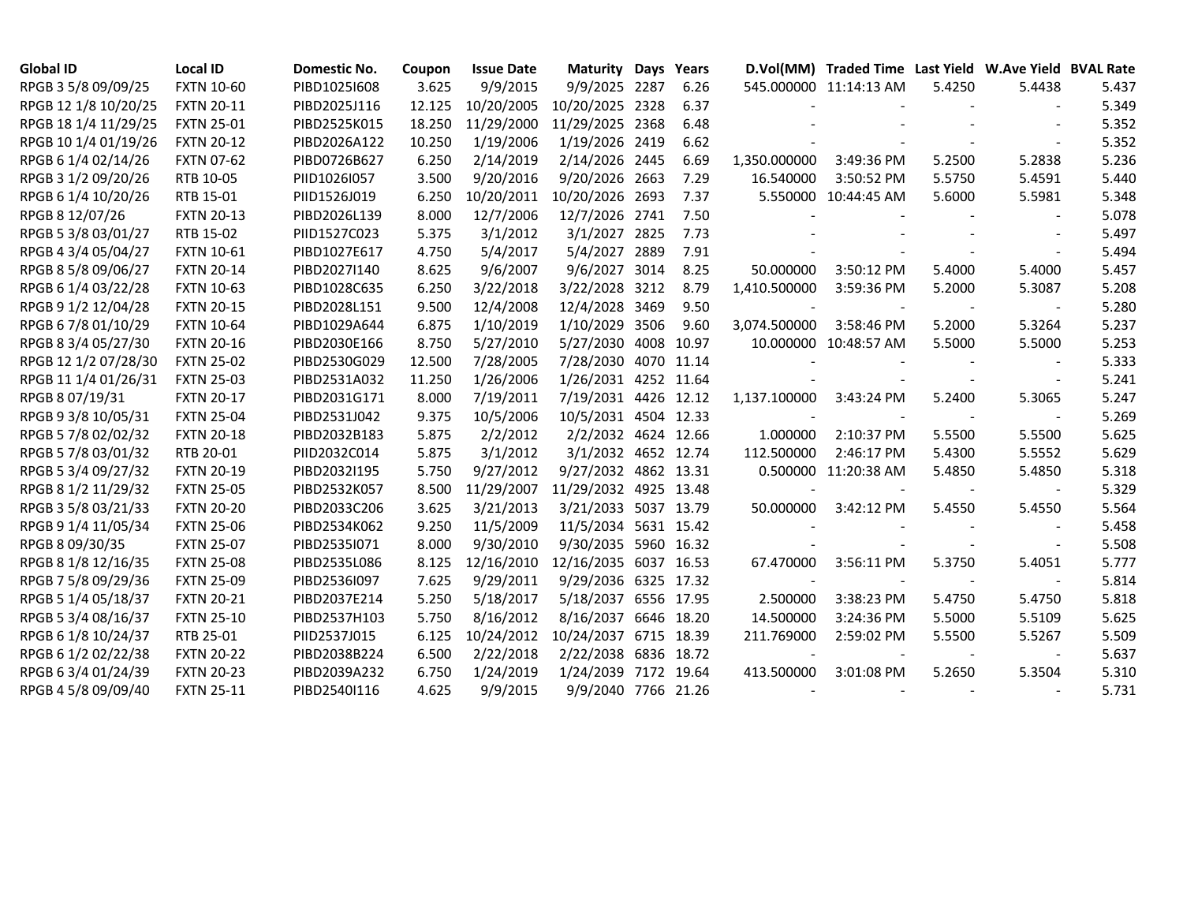| Global ID | Local ID | Domestic No. | Coupon | Issue Date | Maturity | Days | Years | D.Vol(MM) | Traded Time | Last Yield | W.Ave Yield | BVAL Rate |
|---|---|---|---|---|---|---|---|---|---|---|---|---|
| RPGB 3 5/8 09/09/25 | FXTN 10-60 | PIBD1025I608 | 3.625 | 9/9/2015 | 9/9/2025 | 2287 | 6.26 | 545.000000 | 11:14:13 AM | 5.4250 | 5.4438 | 5.437 |
| RPGB 12 1/8 10/20/25 | FXTN 20-11 | PIBD2025J116 | 12.125 | 10/20/2005 | 10/20/2025 | 2328 | 6.37 | - | - | - | - | 5.349 |
| RPGB 18 1/4 11/29/25 | FXTN 25-01 | PIBD2525K015 | 18.250 | 11/29/2000 | 11/29/2025 | 2368 | 6.48 | - | - | - | - | 5.352 |
| RPGB 10 1/4 01/19/26 | FXTN 20-12 | PIBD2026A122 | 10.250 | 1/19/2006 | 1/19/2026 | 2419 | 6.62 | - | - | - | - | 5.352 |
| RPGB 6 1/4 02/14/26 | FXTN 07-62 | PIBD0726B627 | 6.250 | 2/14/2019 | 2/14/2026 | 2445 | 6.69 | 1,350.000000 | 3:49:36 PM | 5.2500 | 5.2838 | 5.236 |
| RPGB 3 1/2 09/20/26 | RTB 10-05 | PIID1026I057 | 3.500 | 9/20/2016 | 9/20/2026 | 2663 | 7.29 | 16.540000 | 3:50:52 PM | 5.5750 | 5.4591 | 5.440 |
| RPGB 6 1/4 10/20/26 | RTB 15-01 | PIID1526J019 | 6.250 | 10/20/2011 | 10/20/2026 | 2693 | 7.37 | 5.550000 | 10:44:45 AM | 5.6000 | 5.5981 | 5.348 |
| RPGB 8 12/07/26 | FXTN 20-13 | PIBD2026L139 | 8.000 | 12/7/2006 | 12/7/2026 | 2741 | 7.50 | - | - | - | - | 5.078 |
| RPGB 5 3/8 03/01/27 | RTB 15-02 | PIID1527C023 | 5.375 | 3/1/2012 | 3/1/2027 | 2825 | 7.73 | - | - | - | - | 5.497 |
| RPGB 4 3/4 05/04/27 | FXTN 10-61 | PIBD1027E617 | 4.750 | 5/4/2017 | 5/4/2027 | 2889 | 7.91 | - | - | - | - | 5.494 |
| RPGB 8 5/8 09/06/27 | FXTN 20-14 | PIBD2027I140 | 8.625 | 9/6/2007 | 9/6/2027 | 3014 | 8.25 | 50.000000 | 3:50:12 PM | 5.4000 | 5.4000 | 5.457 |
| RPGB 6 1/4 03/22/28 | FXTN 10-63 | PIBD1028C635 | 6.250 | 3/22/2018 | 3/22/2028 | 3212 | 8.79 | 1,410.500000 | 3:59:36 PM | 5.2000 | 5.3087 | 5.208 |
| RPGB 9 1/2 12/04/28 | FXTN 20-15 | PIBD2028L151 | 9.500 | 12/4/2008 | 12/4/2028 | 3469 | 9.50 | - | - | - | - | 5.280 |
| RPGB 6 7/8 01/10/29 | FXTN 10-64 | PIBD1029A644 | 6.875 | 1/10/2019 | 1/10/2029 | 3506 | 9.60 | 3,074.500000 | 3:58:46 PM | 5.2000 | 5.3264 | 5.237 |
| RPGB 8 3/4 05/27/30 | FXTN 20-16 | PIBD2030E166 | 8.750 | 5/27/2010 | 5/27/2030 | 4008 | 10.97 | 10.000000 | 10:48:57 AM | 5.5000 | 5.5000 | 5.253 |
| RPGB 12 1/2 07/28/30 | FXTN 25-02 | PIBD2530G029 | 12.500 | 7/28/2005 | 7/28/2030 | 4070 | 11.14 | - | - | - | - | 5.333 |
| RPGB 11 1/4 01/26/31 | FXTN 25-03 | PIBD2531A032 | 11.250 | 1/26/2006 | 1/26/2031 | 4252 | 11.64 | - | - | - | - | 5.241 |
| RPGB 8 07/19/31 | FXTN 20-17 | PIBD2031G171 | 8.000 | 7/19/2011 | 7/19/2031 | 4426 | 12.12 | 1,137.100000 | 3:43:24 PM | 5.2400 | 5.3065 | 5.247 |
| RPGB 9 3/8 10/05/31 | FXTN 25-04 | PIBD2531J042 | 9.375 | 10/5/2006 | 10/5/2031 | 4504 | 12.33 | - | - | - | - | 5.269 |
| RPGB 5 7/8 02/02/32 | FXTN 20-18 | PIBD2032B183 | 5.875 | 2/2/2012 | 2/2/2032 | 4624 | 12.66 | 1.000000 | 2:10:37 PM | 5.5500 | 5.5500 | 5.625 |
| RPGB 5 7/8 03/01/32 | RTB 20-01 | PIID2032C014 | 5.875 | 3/1/2012 | 3/1/2032 | 4652 | 12.74 | 112.500000 | 2:46:17 PM | 5.4300 | 5.5552 | 5.629 |
| RPGB 5 3/4 09/27/32 | FXTN 20-19 | PIBD2032I195 | 5.750 | 9/27/2012 | 9/27/2032 | 4862 | 13.31 | 0.500000 | 11:20:38 AM | 5.4850 | 5.4850 | 5.318 |
| RPGB 8 1/2 11/29/32 | FXTN 25-05 | PIBD2532K057 | 8.500 | 11/29/2007 | 11/29/2032 | 4925 | 13.48 | - | - | - | - | 5.329 |
| RPGB 3 5/8 03/21/33 | FXTN 20-20 | PIBD2033C206 | 3.625 | 3/21/2013 | 3/21/2033 | 5037 | 13.79 | 50.000000 | 3:42:12 PM | 5.4550 | 5.4550 | 5.564 |
| RPGB 9 1/4 11/05/34 | FXTN 25-06 | PIBD2534K062 | 9.250 | 11/5/2009 | 11/5/2034 | 5631 | 15.42 | - | - | - | - | 5.458 |
| RPGB 8 09/30/35 | FXTN 25-07 | PIBD2535I071 | 8.000 | 9/30/2010 | 9/30/2035 | 5960 | 16.32 | - | - | - | - | 5.508 |
| RPGB 8 1/8 12/16/35 | FXTN 25-08 | PIBD2535L086 | 8.125 | 12/16/2010 | 12/16/2035 | 6037 | 16.53 | 67.470000 | 3:56:11 PM | 5.3750 | 5.4051 | 5.777 |
| RPGB 7 5/8 09/29/36 | FXTN 25-09 | PIBD2536I097 | 7.625 | 9/29/2011 | 9/29/2036 | 6325 | 17.32 | - | - | - | - | 5.814 |
| RPGB 5 1/4 05/18/37 | FXTN 20-21 | PIBD2037E214 | 5.250 | 5/18/2017 | 5/18/2037 | 6556 | 17.95 | 2.500000 | 3:38:23 PM | 5.4750 | 5.4750 | 5.818 |
| RPGB 5 3/4 08/16/37 | FXTN 25-10 | PIBD2537H103 | 5.750 | 8/16/2012 | 8/16/2037 | 6646 | 18.20 | 14.500000 | 3:24:36 PM | 5.5000 | 5.5109 | 5.625 |
| RPGB 6 1/8 10/24/37 | RTB 25-01 | PIID2537J015 | 6.125 | 10/24/2012 | 10/24/2037 | 6715 | 18.39 | 211.769000 | 2:59:02 PM | 5.5500 | 5.5267 | 5.509 |
| RPGB 6 1/2 02/22/38 | FXTN 20-22 | PIBD2038B224 | 6.500 | 2/22/2018 | 2/22/2038 | 6836 | 18.72 | - | - | - | - | 5.637 |
| RPGB 6 3/4 01/24/39 | FXTN 20-23 | PIBD2039A232 | 6.750 | 1/24/2019 | 1/24/2039 | 7172 | 19.64 | 413.500000 | 3:01:08 PM | 5.2650 | 5.3504 | 5.310 |
| RPGB 4 5/8 09/09/40 | FXTN 25-11 | PIBD2540I116 | 4.625 | 9/9/2015 | 9/9/2040 | 7766 | 21.26 | - | - | - | - | 5.731 |